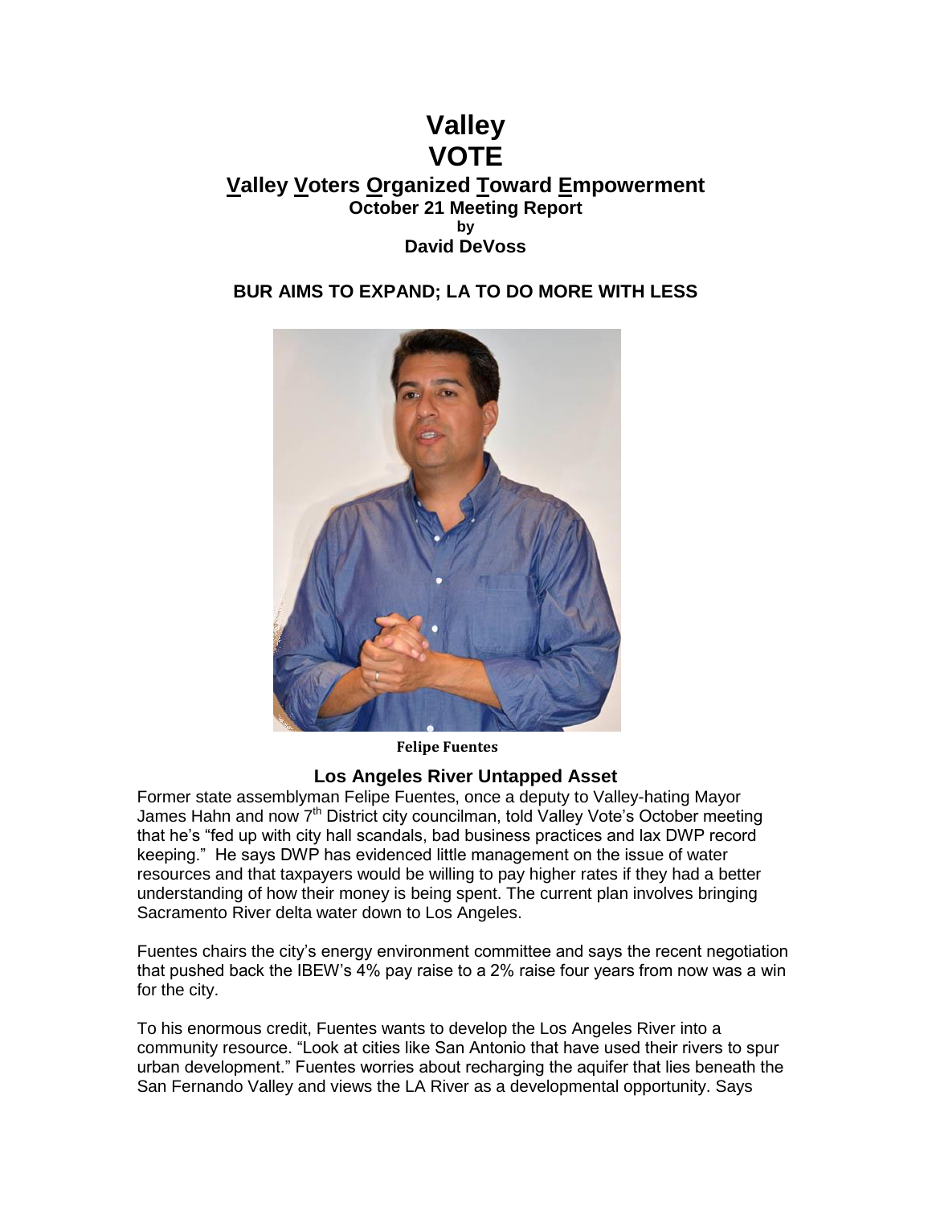# Valley VOTE

## Valley Voters Organized Toward Empowerment

**October 21 Meeting Report**

**by**

**David DeVoss**

### BUR AIMS TO EXPAND; LA TO DO MORE WITH LESS

**Felipe Fuentes**

### Los Angeles River Untapped Asset

Former state assemblyman Felipe Fuentes, once a deputy to Valley-hating Mayor James Hahn and now 7th District city councilman, told Valley Vote's October meeting that he's "fed up with city hall scandals, bad business practices and lax DWP record keeping." He says DWP has evidenced little management on the issue of water resources and that taxpayers would be willing to pay higher rates if they had a better understanding of how their money is being spent. The current plan involves bringing Sacramento River delta water down to Los Angeles.

Fuentes chairs the city's energy environment committee and says the recent negotiation that pushed back the IBEW's 4% pay raise to a 2% raise four years from now was a win for the city.

To his enormous credit, Fuentes wants to develop the Los Angeles River into a community resource. "Look at cities like San Antonio that have used their rivers to spur urban development." Fuentes worries about recharging the aquifer that lies beneath the San Fernando Valley and views the LA River as a developmental opportunity. Says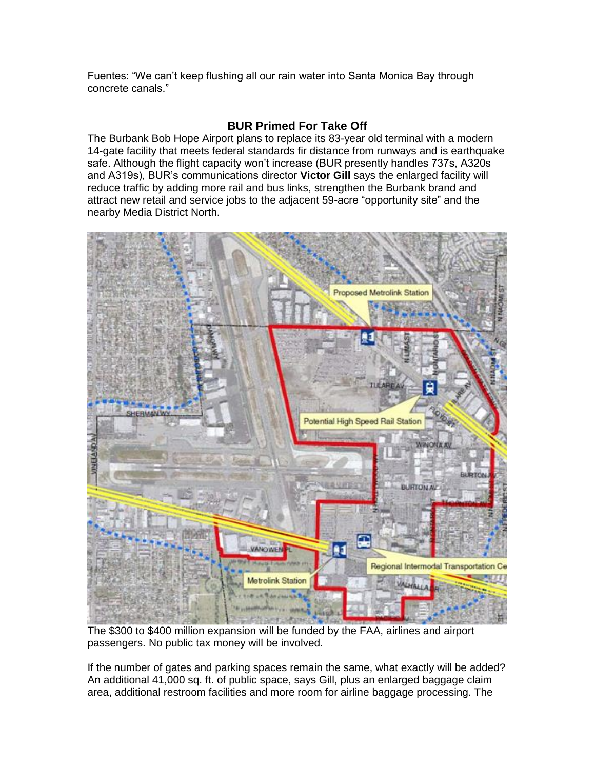Fuentes: "We can't keep flushing all our rain water into Santa Monica Bay through concrete canals."

## BUR Primed For Take Off

The Burbank Bob Hope Airport plans to replace its 83-year old terminal with a modern 14-gate facility that meets federal standards fir distance from runways and is earthquake safe. Although the flight capacity won't increase (BUR presently handles 737s, A320s and A319s), BUR's communications director **Victor Gill** says the enlarged facility will reduce traffic by adding more rail and bus links, strengthen the Burbank brand and attract new retail and service jobs to the adjacent 59-acre "opportunity site" and the nearby Media District North.

The $300 to $400 million expansion will be funded by the FAA, airlines and airport passengers. No public tax money will be involved.

If the number of gates and parking spaces remain the same, what exactly will be added? An additional 41,000 sq. ft. of public space, says Gill, plus an enlarged baggage claim area, additional restroom facilities and more room for airline baggage processing. The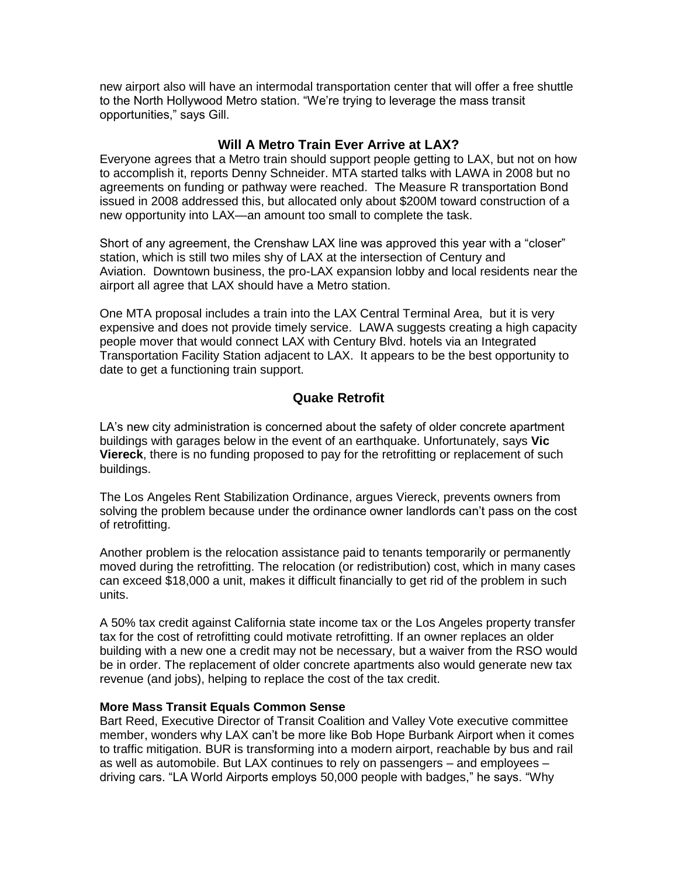new airport also will have an intermodal transportation center that will offer a free shuttle to the North Hollywood Metro station. “We’re trying to leverage the mass transit opportunities,” says Gill.

## Will A Metro Train Ever Arrive at LAX?

Everyone agrees that a Metro train should support people getting to LAX, but not on how to accomplish it, reports Denny Schneider. MTA started talks with LAWA in 2008 but no agreements on funding or pathway were reached. The Measure R transportation Bond issued in 2008 addressed this, but allocated only about $200M toward construction of a new opportunity into LAX—an amount too small to complete the task.

Short of any agreement, the Crenshaw LAX line was approved this year with a “closer” station, which is still two miles shy of LAX at the intersection of Century and Aviation. Downtown business, the pro-LAX expansion lobby and local residents near the airport all agree that LAX should have a Metro station.

One MTA proposal includes a train into the LAX Central Terminal Area, but it is very expensive and does not provide timely service. LAWA suggests creating a high capacity people mover that would connect LAX with Century Blvd. hotels via an Integrated Transportation Facility Station adjacent to LAX. It appears to be the best opportunity to date to get a functioning train support.

## Quake Retrofit

LA’s new city administration is concerned about the safety of older concrete apartment buildings with garages below in the event of an earthquake. Unfortunately, says **Vic Viereck**, there is no funding proposed to pay for the retrofitting or replacement of such buildings.

The Los Angeles Rent Stabilization Ordinance, argues Viereck, prevents owners from solving the problem because under the ordinance owner landlords can’t pass on the cost of retrofitting.

Another problem is the relocation assistance paid to tenants temporarily or permanently moved during the retrofitting. The relocation (or redistribution) cost, which in many cases can exceed $18,000 a unit, makes it difficult financially to get rid of the problem in such units.

A 50% tax credit against California state income tax or the Los Angeles property transfer tax for the cost of retrofitting could motivate retrofitting. If an owner replaces an older building with a new one a credit may not be necessary, but a waiver from the RSO would be in order. The replacement of older concrete apartments also would generate new tax revenue (and jobs), helping to replace the cost of the tax credit.

### More Mass Transit Equals Common Sense

Bart Reed, Executive Director of Transit Coalition and Valley Vote executive committee member, wonders why LAX can’t be more like Bob Hope Burbank Airport when it comes to traffic mitigation. BUR is transforming into a modern airport, reachable by bus and rail as well as automobile. But LAX continues to rely on passengers – and employees – driving cars. “LA World Airports employs 50,000 people with badges,” he says. “Why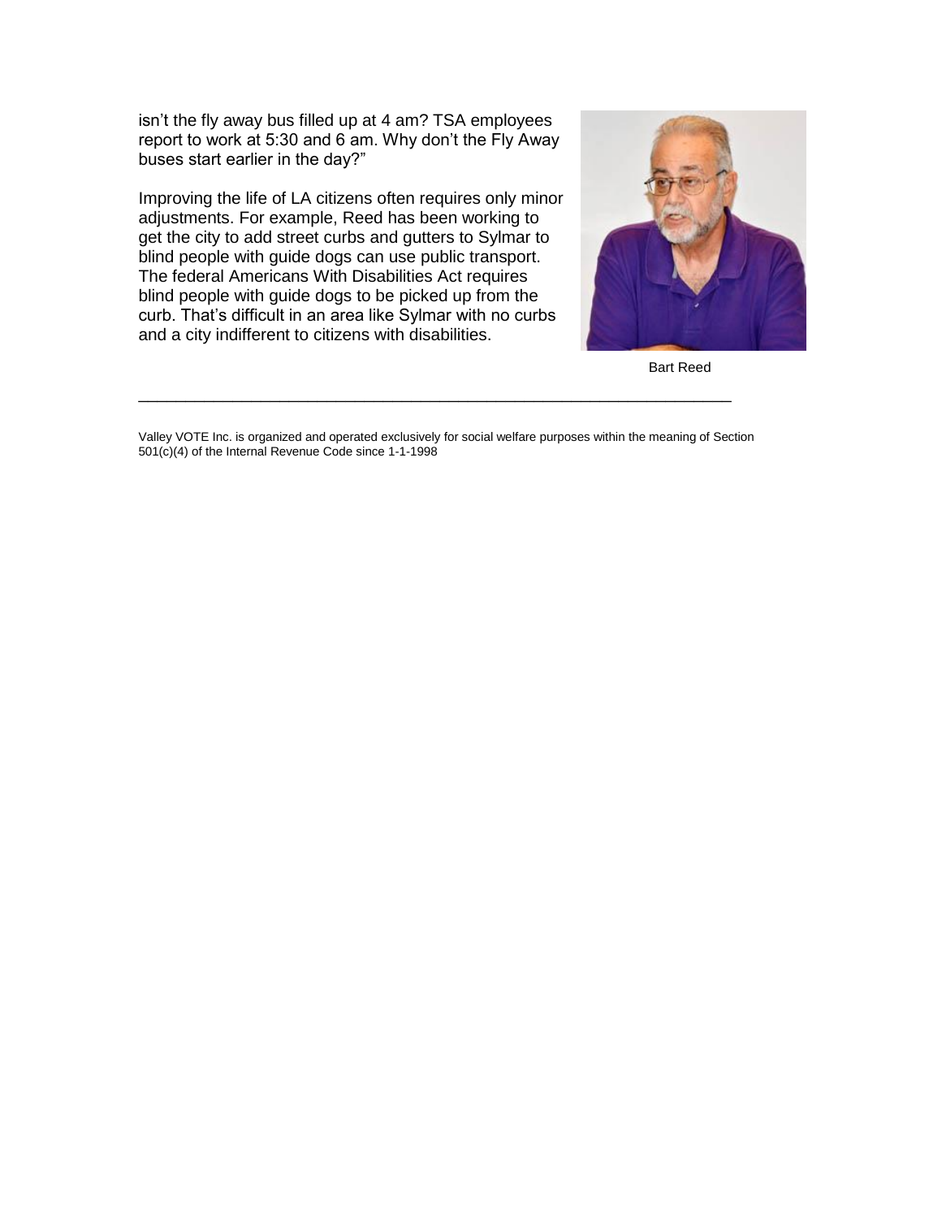isn't the fly away bus filled up at 4 am? TSA employees report to work at 5:30 and 6 am. Why don't the Fly Away buses start earlier in the day?"

Improving the life of LA citizens often requires only minor adjustments. For example, Reed has been working to get the city to add street curbs and gutters to Sylmar to blind people with guide dogs can use public transport. The federal Americans With Disabilities Act requires blind people with guide dogs to be picked up from the curb. That's difficult in an area like Sylmar with no curbs and a city indifferent to citizens with disabilities.

Bart Reed

---

Valley VOTE Inc. is organized and operated exclusively for social welfare purposes within the meaning of Section 501(c)(4) of the Internal Revenue Code since 1-1-1998